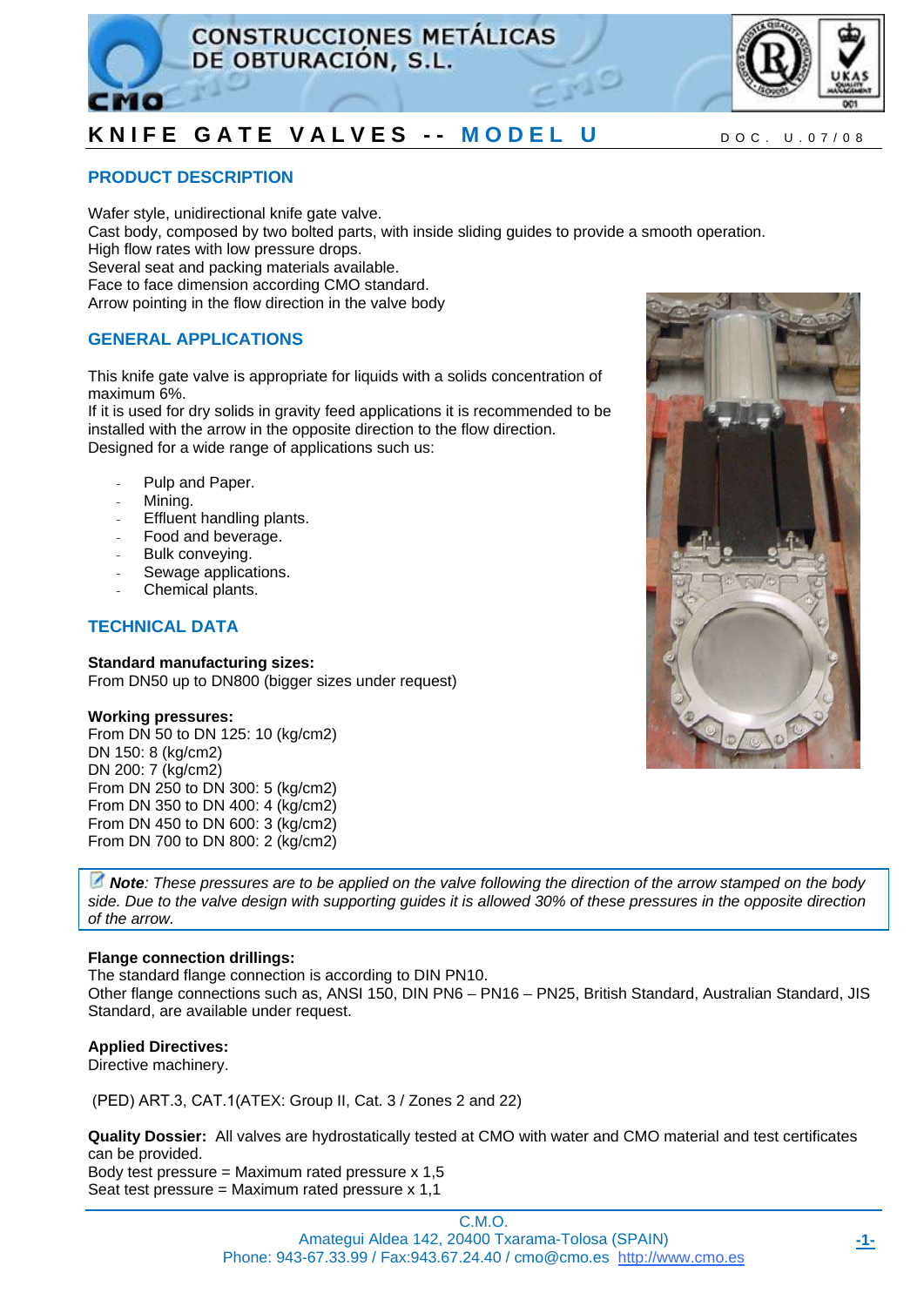# KNIFE GATE VALVES -- MODEL U

DOC. U.07/08

## PRODUCT DESCRIPTION

Wafer style, unidirectional knife gate valve.
Cast body, composed by two bolted parts, with inside sliding guides to provide a smooth operation.
High flow rates with low pressure drops.
Several seat and packing materials available.
Face to face dimension according CMO standard.
Arrow pointing in the flow direction in the valve body

## GENERAL APPLICATIONS

This knife gate valve is appropriate for liquids with a solids concentration of maximum 6%.
If it is used for dry solids in gravity feed applications it is recommended to be installed with the arrow in the opposite direction to the flow direction.
Designed for a wide range of applications such us:

- Pulp and Paper.
- Mining.
- Effluent handling plants.
- Food and beverage.
- Bulk conveying.
- Sewage applications.
- Chemical plants.

## TECHNICAL DATA

**Standard manufacturing sizes:**
From DN50 up to DN800 (bigger sizes under request)

**Working pressures:**
From DN 50 to DN 125: 10 (kg/cm2)
DN 150: 8 (kg/cm2)
DN 200: 7 (kg/cm2)
From DN 250 to DN 300: 5 (kg/cm2)
From DN 350 to DN 400: 4 (kg/cm2)
From DN 450 to DN 600: 3 (kg/cm2)
From DN 700 to DN 800: 2 (kg/cm2)

> ***Note**: These pressures are to be applied on the valve following the direction of the arrow stamped on the body side. Due to the valve design with supporting guides it is allowed 30% of these pressures in the opposite direction of the arrow.*

**Flange connection drillings:**
The standard flange connection is according to DIN PN10.
Other flange connections such as, ANSI 150, DIN PN6 – PN16 – PN25, British Standard, Australian Standard, JIS Standard, are available under request.

**Applied Directives:**
Directive machinery.

(PED) ART.3, CAT.1(ATEX: Group II, Cat. 3 / Zones 2 and 22)

**Quality Dossier:** All valves are hydrostatically tested at CMO with water and CMO material and test certificates can be provided.
Body test pressure = Maximum rated pressure x 1,5
Seat test pressure = Maximum rated pressure x 1,1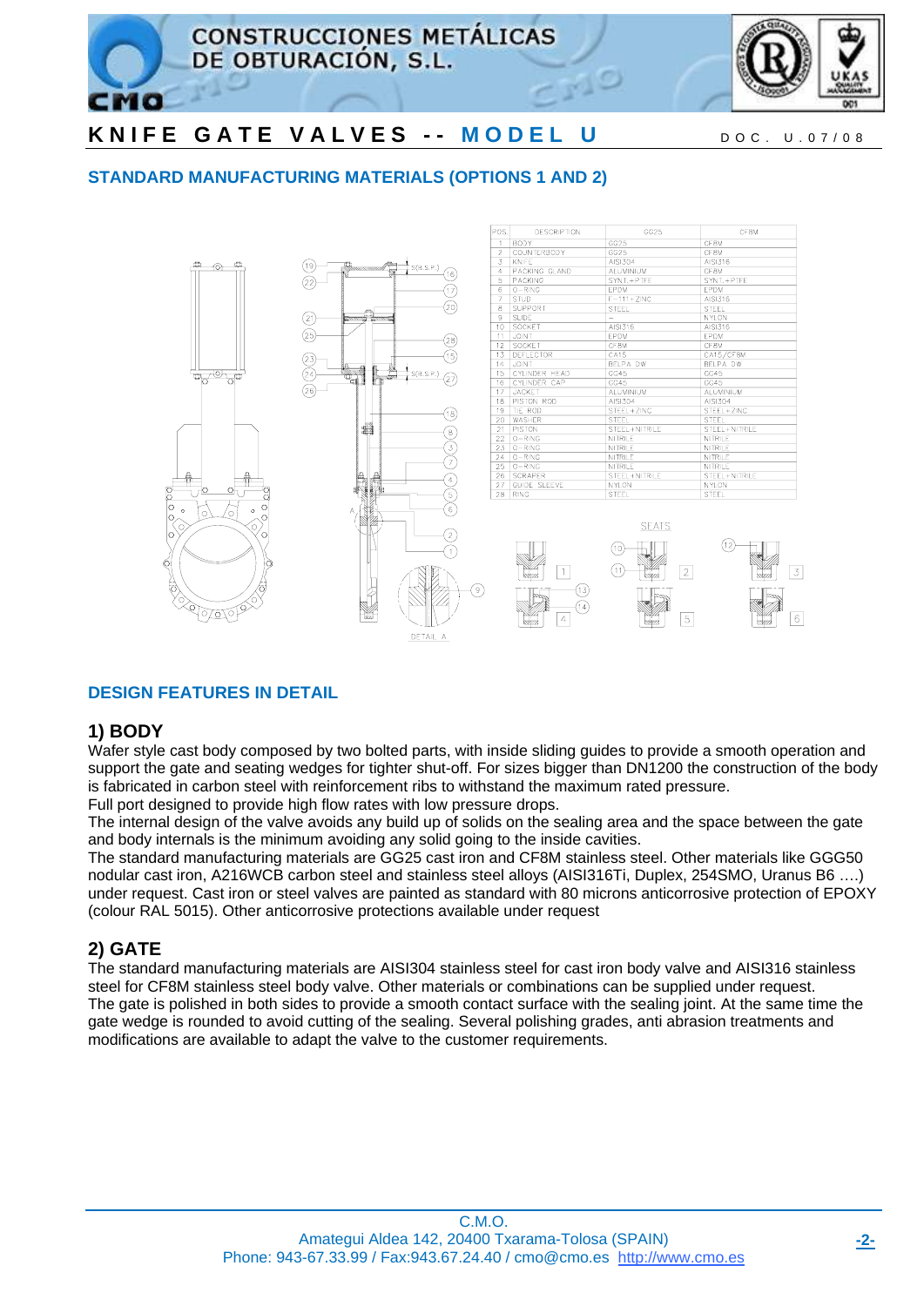# KNIFE GATE VALVES -- MODEL U

DOC. U.07/08

## STANDARD MANUFACTURING MATERIALS (OPTIONS 1 AND 2)

| POS. | DESCRIPTION | GG25 | CF8M |
|---|---|---|---|
| 1 | BODY | GG25 | CF8M |
| 2 | COUNTERBODY | GG25 | CF8M |
| 3 | KNIFE | AISI304 | AISI316 |
| 4 | PACKING GLAND | ALUMINIUM | CF8M |
| 5 | PACKING | SYNT.+PTFE | SYNT.+PTFE |
| 6 | O-RING | EPDM | EPDM |
| 7 | STUD | F-111+ZINC | AISI316 |
| 8 | SUPPORT | STEEL | STEEL |
| 9 | SLIDE | - | NYLON |
| 10 | SOCKET | AISI316 | AISI316 |
| 11 | JOINT | EPDM | EPDM |
| 12 | SOCKET | CF8M | CF8M |
| 13 | DEFLECTOR | CA15 | CA15/CF8M |
| 14 | JOINT | BELPA DW | BELPA DW |
| 15 | CYLINDER HEAD | GG45 | GG45 |
| 16 | CYLINDER CAP | GG45 | GG45 |
| 17 | JACKET | ALUMINIUM | ALUMINIUM |
| 18 | PISTON ROD | AISI304 | AISI304 |
| 19 | TIE ROD | STEEL+ZINC | STEEL+ZINC |
| 20 | WASHER | STEEL | STEEL |
| 21 | PISTON | STEEL+NITRILE | STEEL+NITRILE |
| 22 | O-RING | NITRILE | NITRILE |
| 23 | O-RING | NITRILE | NITRILE |
| 24 | O-RING | NITRILE | NITRILE |
| 25 | O-RING | NITRILE | NITRILE |
| 26 | SCRAPER | STEEL+NITRILE | STEEL+NITRILE |
| 27 | GUIDE SLEEVE | NYLON | NYLON |
| 28 | RING | STEEL | STEEL |

## DESIGN FEATURES IN DETAIL

### 1) BODY

Wafer style cast body composed by two bolted parts, with inside sliding guides to provide a smooth operation and support the gate and seating wedges for tighter shut-off. For sizes bigger than DN1200 the construction of the body is fabricated in carbon steel with reinforcement ribs to withstand the maximum rated pressure.

Full port designed to provide high flow rates with low pressure drops.

The internal design of the valve avoids any build up of solids on the sealing area and the space between the gate and body internals is the minimum avoiding any solid going to the inside cavities.

The standard manufacturing materials are GG25 cast iron and CF8M stainless steel. Other materials like GGG50 nodular cast iron, A216WCB carbon steel and stainless steel alloys (AISI316Ti, Duplex, 254SMO, Uranus B6 ….) under request. Cast iron or steel valves are painted as standard with 80 microns anticorrosive protection of EPOXY (colour RAL 5015). Other anticorrosive protections available under request

### 2) GATE

The standard manufacturing materials are AISI304 stainless steel for cast iron body valve and AISI316 stainless steel for CF8M stainless steel body valve. Other materials or combinations can be supplied under request.

The gate is polished in both sides to provide a smooth contact surface with the sealing joint. At the same time the gate wedge is rounded to avoid cutting of the sealing. Several polishing grades, anti abrasion treatments and modifications are available to adapt the valve to the customer requirements.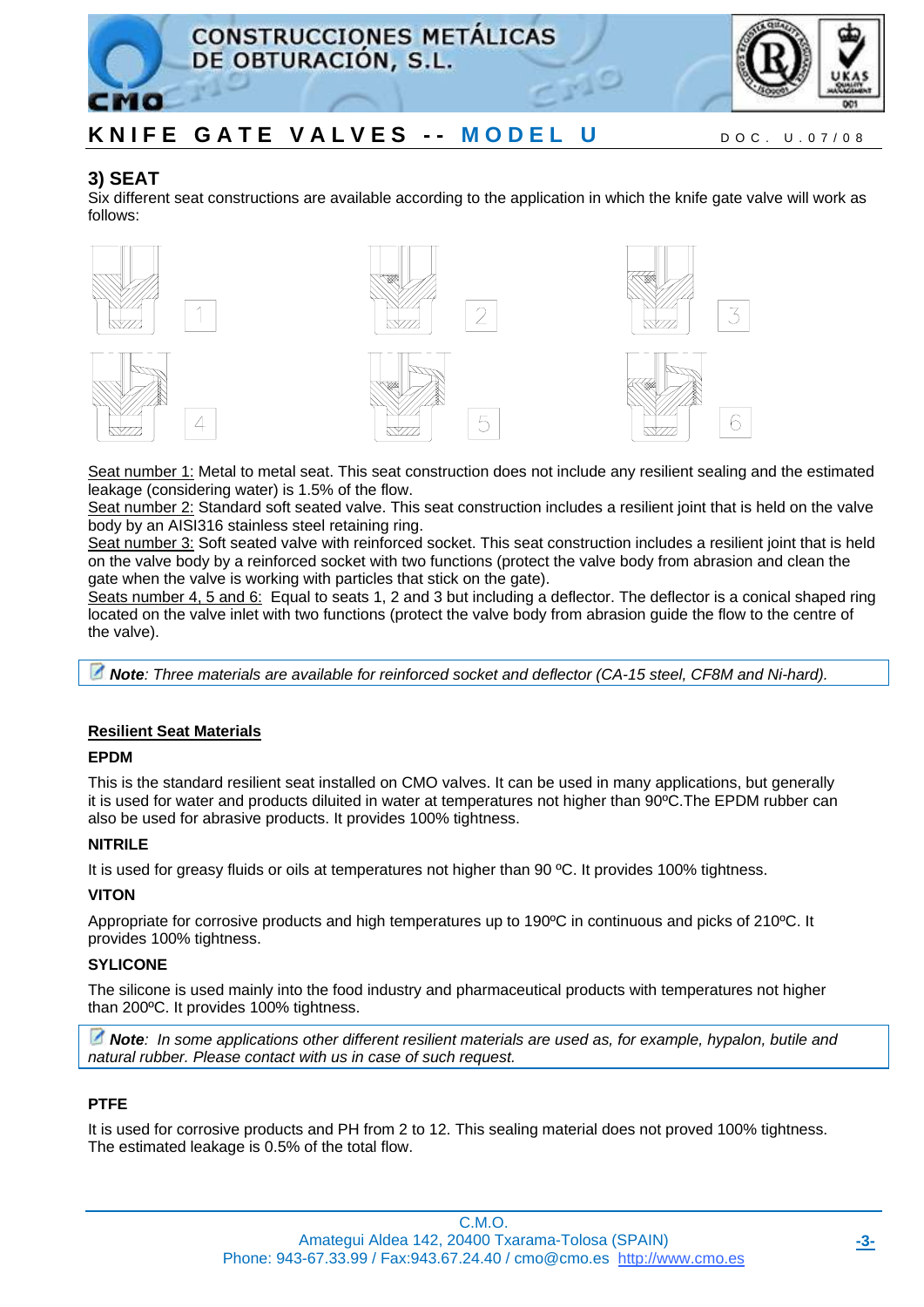## 3) SEAT

Six different seat constructions are available according to the application in which the knife gate valve will work as follows:

1 2 3

4 5 6

Seat number 1: Metal to metal seat. This seat construction does not include any resilient sealing and the estimated leakage (considering water) is 1.5% of the flow.
Seat number 2: Standard soft seated valve. This seat construction includes a resilient joint that is held on the valve body by an AISI316 stainless steel retaining ring.
Seat number 3: Soft seated valve with reinforced socket. This seat construction includes a resilient joint that is held on the valve body by a reinforced socket with two functions (protect the valve body from abrasion and clean the gate when the valve is working with particles that stick on the gate).
Seats number 4, 5 and 6: Equal to seats 1, 2 and 3 but including a deflector. The deflector is a conical shaped ring located on the valve inlet with two functions (protect the valve body from abrasion guide the flow to the centre of the valve).

***Note**: Three materials are available for reinforced socket and deflector (CA-15 steel, CF8M and Ni-hard).*

### Resilient Seat Materials

**EPDM**

This is the standard resilient seat installed on CMO valves. It can be used in many applications, but generally it is used for water and products diluited in water at temperatures not higher than 90ºC.The EPDM rubber can also be used for abrasive products. It provides 100% tightness.

**NITRILE**

It is used for greasy fluids or oils at temperatures not higher than 90 ºC. It provides 100% tightness.

**VITON**

Appropriate for corrosive products and high temperatures up to 190ºC in continuous and picks of 210ºC. It provides 100% tightness.

**SYLICONE**

The silicone is used mainly into the food industry and pharmaceutical products with temperatures not higher than 200ºC. It provides 100% tightness.

***Note**: In some applications other different resilient materials are used as, for example, hypalon, butile and natural rubber. Please contact with us in case of such request.*

**PTFE**

It is used for corrosive products and PH from 2 to 12. This sealing material does not proved 100% tightness. The estimated leakage is 0.5% of the total flow.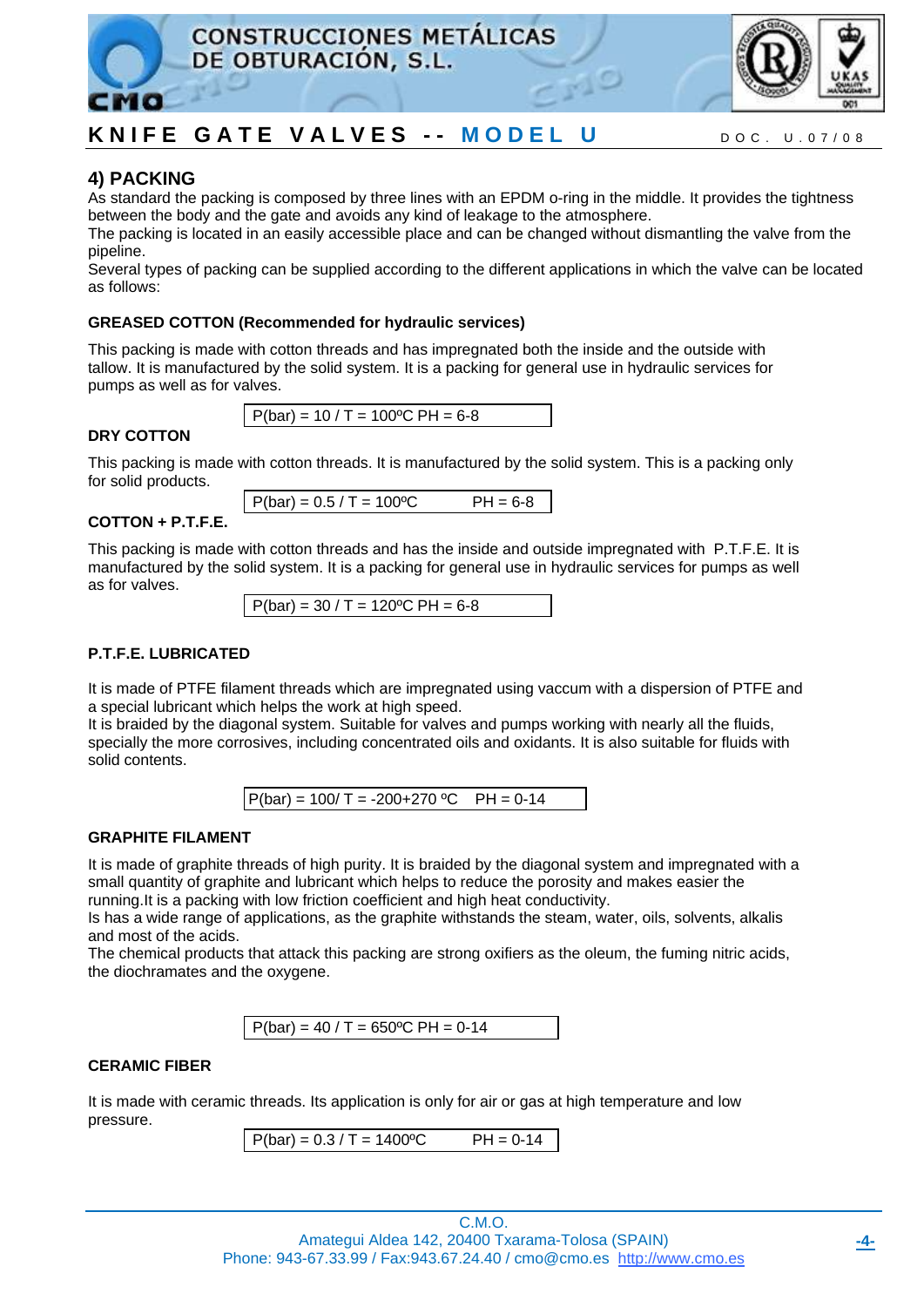## 4) PACKING

As standard the packing is composed by three lines with an EPDM o-ring in the middle. It provides the tightness between the body and the gate and avoids any kind of leakage to the atmosphere.
The packing is located in an easily accessible place and can be changed without dismantling the valve from the pipeline.
Several types of packing can be supplied according to the different applications in which the valve can be located as follows:

### GREASED COTTON (Recommended for hydraulic services)

This packing is made with cotton threads and has impregnated both the inside and the outside with tallow. It is manufactured by the solid system. It is a packing for general use in hydraulic services for pumps as well as for valves.

P(bar) = 10 / T = 100ºC PH = 6-8

### DRY COTTON

This packing is made with cotton threads. It is manufactured by the solid system. This is a packing only for solid products.

P(bar) = 0.5 / T = 100ºC PH = 6-8

### COTTON + P.T.F.E.

This packing is made with cotton threads and has the inside and outside impregnated with P.T.F.E. It is manufactured by the solid system. It is a packing for general use in hydraulic services for pumps as well as for valves.

P(bar) = 30 / T = 120ºC PH = 6-8

### P.T.F.E. LUBRICATED

It is made of PTFE filament threads which are impregnated using vaccum with a dispersion of PTFE and a special lubricant which helps the work at high speed.
It is braided by the diagonal system. Suitable for valves and pumps working with nearly all the fluids, specially the more corrosives, including concentrated oils and oxidants. It is also suitable for fluids with solid contents.

P(bar) = 100/ T = -200+270 ºC PH = 0-14

### GRAPHITE FILAMENT

It is made of graphite threads of high purity. It is braided by the diagonal system and impregnated with a small quantity of graphite and lubricant which helps to reduce the porosity and makes easier the running.It is a packing with low friction coefficient and high conductivity.
Is has a wide range of applications, as the graphite withstands the steam, water, oils, solvents, alkalis and most of the acids.
The chemical products that attack this packing are strong oxifiers as the oleum, the fuming nitric acids, the diochramates and the oxygene.

P(bar) = 40 / T = 650ºC PH = 0-14

### CERAMIC FIBER

It is made with ceramic threads. Its application is only for air or gas at high temperature and low pressure.

P(bar) = 0.3 / T = 1400ºC PH = 0-14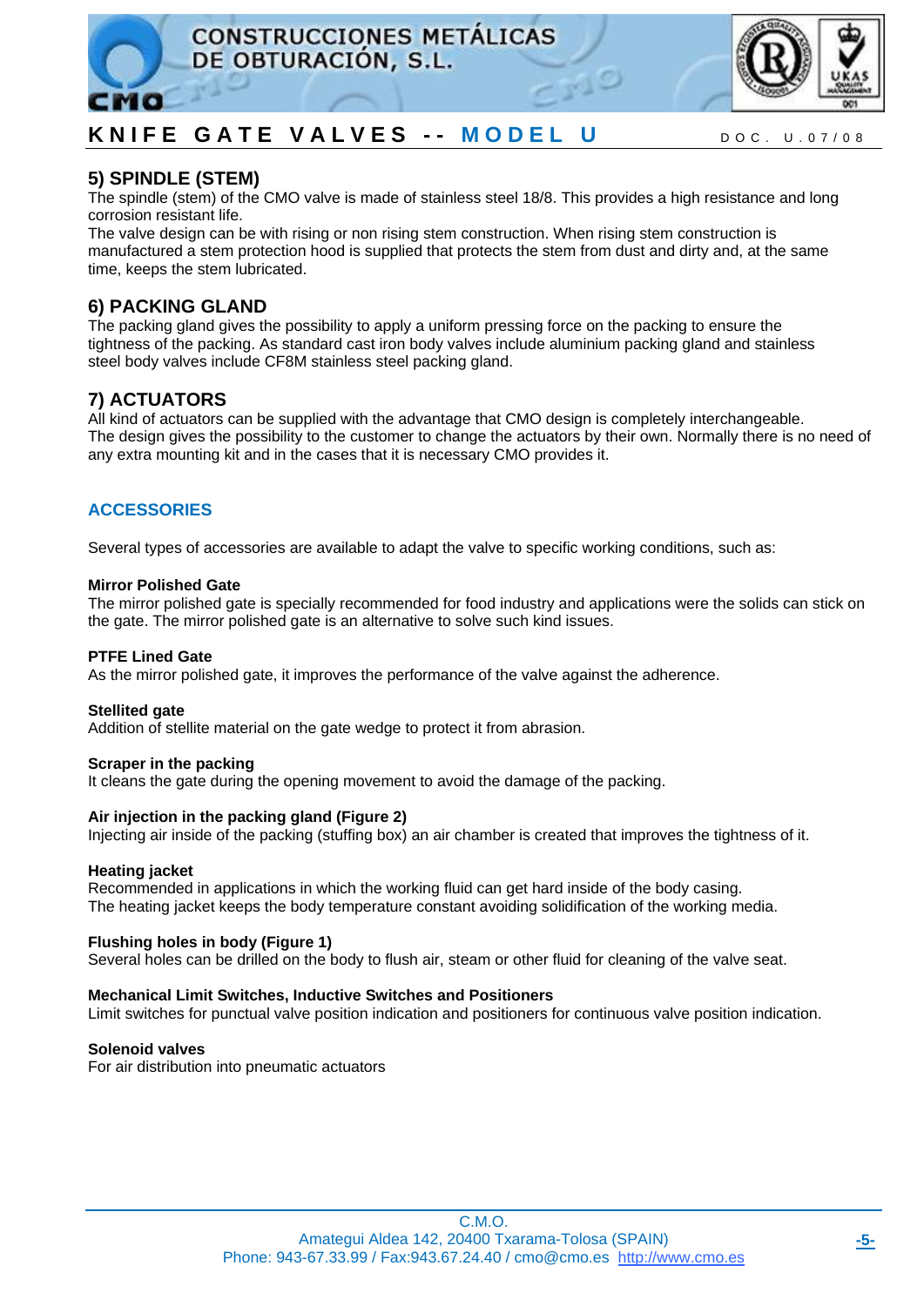## 5) SPINDLE (STEM)

The spindle (stem) of the CMO valve is made of stainless steel 18/8. This provides a high resistance and long corrosion resistant life.

The valve design can be with rising or non rising stem construction. When rising stem construction is manufactured a stem protection hood is supplied that protects the stem from dust and dirty and, at the same time, keeps the stem lubricated.

## 6) PACKING GLAND

The packing gland gives the possibility to apply a uniform pressing force on the packing to ensure the tightness of the packing. As standard cast iron body valves include aluminium packing gland and stainless steel body valves include CF8M stainless steel packing gland.

## 7) ACTUATORS

All kind of actuators can be supplied with the advantage that CMO design is completely interchangeable.
The design gives the possibility to the customer to change the actuators by their own. Normally there is no need of any extra mounting kit and in the cases that it is necessary CMO provides it.

## ACCESSORIES

Several types of accessories are available to adapt the valve to specific working conditions, such as:

**Mirror Polished Gate**
The mirror polished gate is specially recommended for food industry and applications were the solids can stick on the gate. The mirror polished gate is an alternative to solve such kind issues.

**PTFE Lined Gate**
As the mirror polished gate, it improves the performance of the valve against the adherence.

**Stellited gate**
Addition of stellite material on the gate wedge to protect it from abrasion.

**Scraper in the packing**
It cleans the gate during the opening movement to avoid the damage of the packing.

**Air injection in the packing gland (Figure 2)**
Injecting air inside of the packing (stuffing box) an air chamber is created that improves the tightness of it.

**Heating jacket**
Recommended in applications in which the working fluid can get hard inside of the body casing.
The heating jacket keeps the body temperature constant avoiding solidification of the working media.

**Flushing holes in body (Figure 1)**
Several holes can be drilled on the body to flush air, steam or other fluid for cleaning of the valve seat.

**Mechanical Limit Switches, Inductive Switches and Positioners**
Limit switches for punctual valve position indication and positioners for continuous valve position indication.

**Solenoid valves**
For air distribution into pneumatic actuators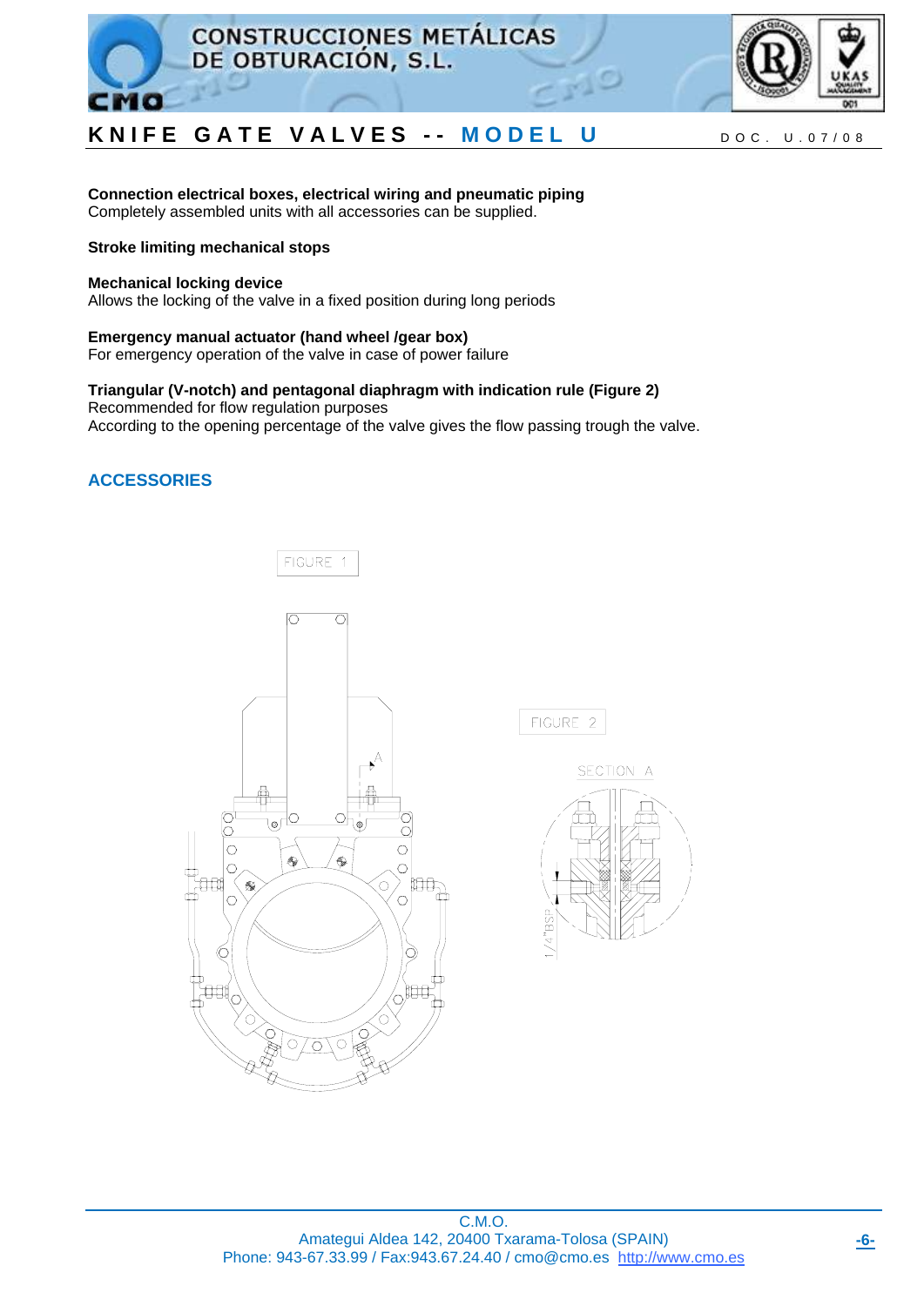**Connection electrical boxes, electrical wiring and pneumatic piping**
Completely assembled units with all accessories can be supplied.

**Stroke limiting mechanical stops**

**Mechanical locking device**
Allows the locking of the valve in a fixed position during long periods

**Emergency manual actuator (hand wheel /gear box)**
For emergency operation of the valve in case of power failure

**Triangular (V-notch) and pentagonal diaphragm with indication rule (Figure 2)**
Recommended for flow regulation purposes
According to the opening percentage of the valve gives the flow passing trough the valve.

## ACCESSORIES

FIGURE 1

FIGURE 2

SECTION A

1/4"BSP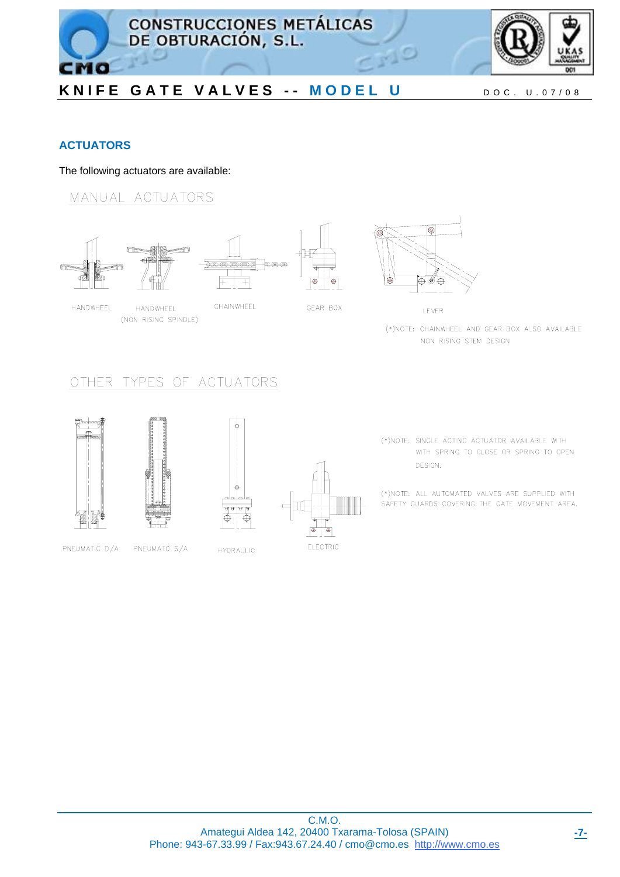## ACTUATORS

The following actuators are available:

### MANUAL ACTUATORS

HANDWHEEL

HANDWHEEL (NON RISING SPINDLE)

CHAINWHEEL

GEAR BOX

LEVER

(*)NOTE: CHAINWHEEL AND GEAR BOX ALSO AVAILABLE NON RISING STEM DESIGN

### OTHER TYPES OF ACTUATORS

PNEUMATIC D/A

PNEUMATIC S/A

HYDRAULIC

ELECTRIC

(*)NOTE: SINGLE ACTING ACTUATOR AVAILABLE WITH SPRING TO CLOSE OR SPRING TO OPEN DESIGN.

(*)NOTE: ALL AUTOMATED VALVES ARE SUPPLIED WITH SAFETY GUARDS COVERING THE GATE MOVEMENT AREA.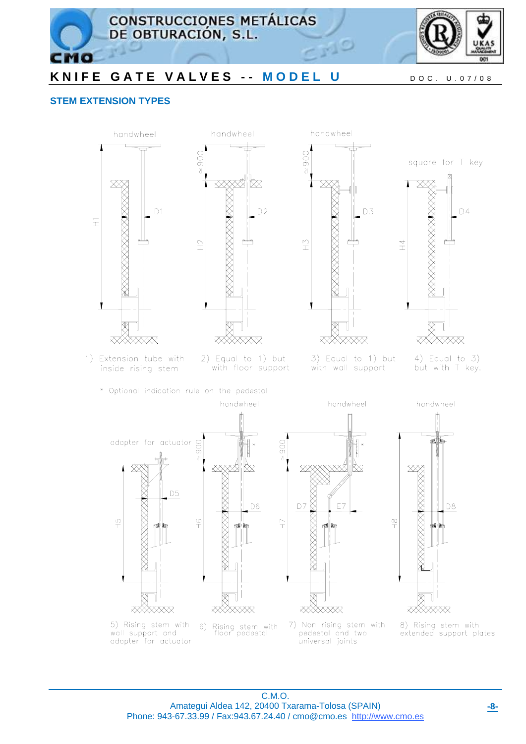## STEM EXTENSION TYPES

1) Extension tube with inside rising stem

2) Equal to 1) but with floor support

3) Equal to 1) but with wall support

4) Equal to 3) but with T key.

* Optional indication rule on the pedestal

5) Rising stem with wall support and adapter for actuator

6) Rising stem with floor pedestal

7) Non rising stem with pedestal and two universal joints

8) Rising stem with extended support plates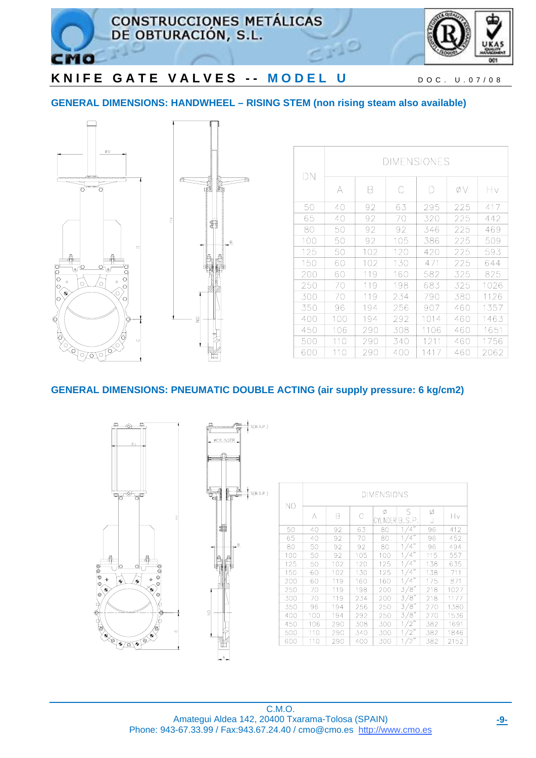# KNIFE GATE VALVES -- MODEL U

DOC. U.07/08

## GENERAL DIMENSIONS: HANDWHEEL – RISING STEM (non rising steam also available)

| DN | DIMENSIONES | | | | | |
|---|---|---|---|---|---|---|
| | A | B | C | D | ØV | Hv |
| 50 | 40 | 92 | 63 | 295 | 225 | 417 |
| 65 | 40 | 92 | 70 | 320 | 225 | 442 |
| 80 | 50 | 92 | 92 | 346 | 225 | 469 |
| 100 | 50 | 92 | 105 | 386 | 225 | 509 |
| 125 | 50 | 102 | 120 | 420 | 225 | 593 |
| 150 | 60 | 102 | 130 | 471 | 225 | 644 |
| 200 | 60 | 119 | 160 | 582 | 325 | 825 |
| 250 | 70 | 119 | 198 | 683 | 325 | 1026 |
| 300 | 70 | 119 | 234 | 790 | 380 | 1126 |
| 350 | 96 | 194 | 256 | 907 | 460 | 1357 |
| 400 | 100 | 194 | 292 | 1014 | 460 | 1463 |
| 450 | 106 | 290 | 308 | 1106 | 460 | 1651 |
| 500 | 110 | 290 | 340 | 1211 | 460 | 1756 |
| 600 | 110 | 290 | 400 | 1417 | 460 | 2062 |

## GENERAL DIMENSIONS: PNEUMATIC DOUBLE ACTING (air supply pressure: 6 kg/cm2)

| ND | DIMENSIONS | | | | | | |
|---|---|---|---|---|---|---|---|
| | A | B | C | Ø CYLINDER | S B.S.P. | Ø J | Hv |
| 50 | 40 | 92 | 63 | 80 | 1/4" | 96 | 412 |
| 65 | 40 | 92 | 70 | 80 | 1/4" | 96 | 452 |
| 80 | 50 | 92 | 92 | 80 | 1/4" | 96 | 494 |
| 100 | 50 | 92 | 105 | 100 | 1/4" | 115 | 557 |
| 125 | 50 | 102 | 120 | 125 | 1/4" | 138 | 635 |
| 150 | 60 | 102 | 130 | 125 | 1/4" | 138 | 711 |
| 200 | 60 | 119 | 160 | 160 | 1/4" | 175 | 871 |
| 250 | 70 | 119 | 198 | 200 | 3/8" | 218 | 1027 |
| 300 | 70 | 119 | 234 | 200 | 3/8" | 218 | 1177 |
| 350 | 96 | 194 | 256 | 250 | 3/8" | 270 | 1380 |
| 400 | 100 | 194 | 292 | 250 | 3/8" | 270 | 1536 |
| 450 | 106 | 290 | 308 | 300 | 1/2" | 382 | 1691 |
| 500 | 110 | 290 | 340 | 300 | 1/2" | 382 | 1846 |
| 600 | 110 | 290 | 400 | 300 | 1/2" | 382 | 2152 |

C.M.O.
Amategui Aldea 142, 20400 Txarama-Tolosa (SPAIN)
Phone: 943-67.33.99 / Fax:943.67.24.40 / cmo@cmo.es http://www.cmo.es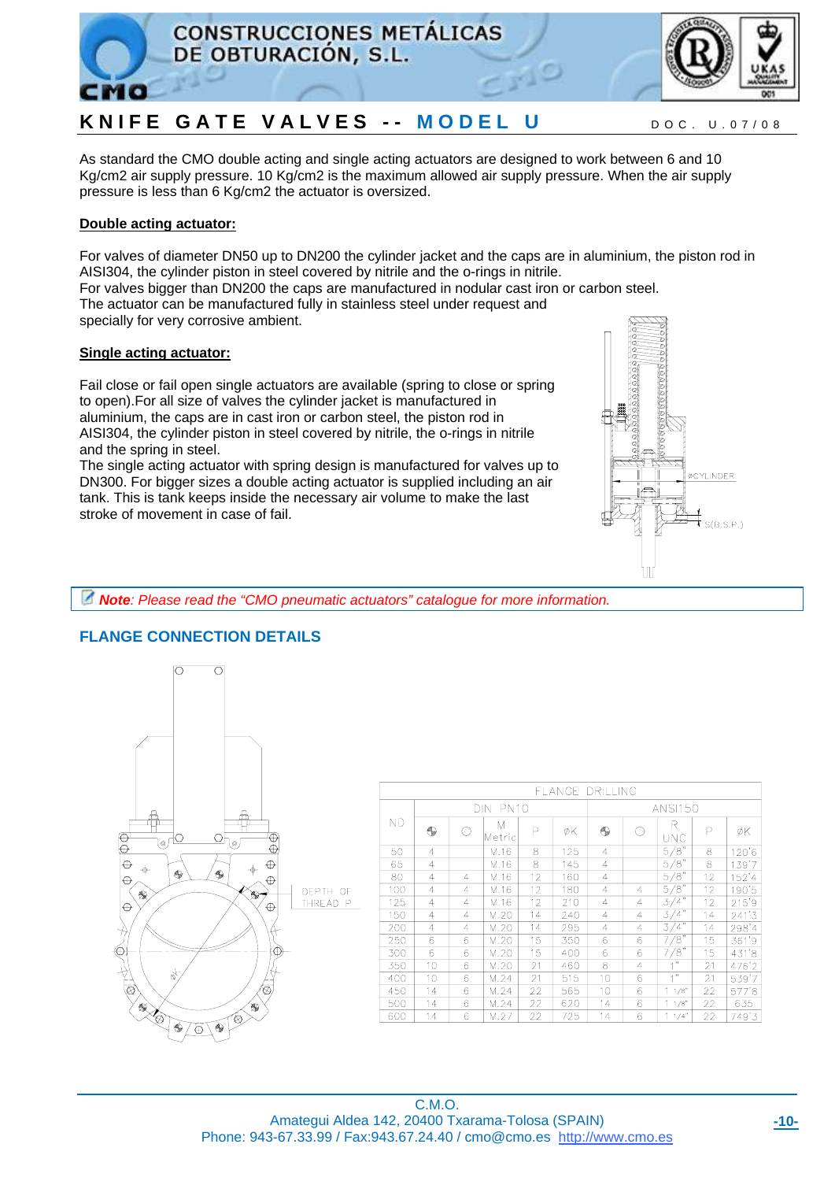## KNIFE GATE VALVES -- MODEL U

As standard the CMO double acting and single acting actuators are designed to work between 6 and 10 Kg/cm2 air supply pressure. 10 Kg/cm2 is the maximum allowed air supply pressure. When the air supply pressure is less than 6 Kg/cm2 the actuator is oversized.

**Double acting actuator:**

For valves of diameter DN50 up to DN200 the cylinder jacket and the caps are in aluminium, the piston rod in AISI304, the cylinder piston in steel covered by nitrile and the o-rings in nitrile.
For valves bigger than DN200 the caps are manufactured in nodular cast iron or carbon steel.
The actuator can be manufactured fully in stainless steel under request and specially for very corrosive ambient.

**Single acting actuator:**

Fail close or fail open single actuators are available (spring to close or spring to open).For all size of valves the cylinder jacket is manufactured in aluminium, the caps are in cast iron or carbon steel, the piston rod in AISI304, the cylinder piston in steel covered by nitrile, the o-rings in nitrile and the spring in steel.
The single acting actuator with spring design is manufactured for valves up to DN300. For bigger sizes a double acting actuator is supplied including an air tank. This is tank keeps inside the necessary air volume to make the last stroke of movement in case of fail.

ØCYLINDER
S(B.S.P.)

***Note**: Please read the "CMO pneumatic actuators" catalogue for more information.*

### FLANGE CONNECTION DETAILS

DEPTH OF THREAD P

| FLANGE DRILLING | | | | | | | | | | |
|---|---|---|---|---|---|---|---|---|---|---|
| ND | DIN PN10 | | | | | ANSI150 | | | | |
| | ⊕ | ○ | M Metric | P | ØK | ⊕ | ○ | R UNC | P | ØK |
| 50 | 4 | | M.16 | 8 | 125 | 4 | | 5/8" | 8 | 120'6 |
| 65 | 4 | | M.16 | 8 | 145 | 4 | | 5/8" | 8 | 139'7 |
| 80 | 4 | 4 | M.16 | 12 | 160 | 4 | | 5/8" | 12 | 152'4 |
| 100 | 4 | 4 | M.16 | 12 | 180 | 4 | 4 | 5/8" | 12 | 190'5 |
| 125 | 4 | 4 | M.16 | 12 | 210 | 4 | 4 | 3/4" | 12 | 215'9 |
| 150 | 4 | 4 | M.20 | 14 | 240 | 4 | 4 | 3/4" | 14 | 241'3 |
| 200 | 4 | 4 | M.20 | 14 | 295 | 4 | 4 | 3/4" | 14 | 298'4 |
| 250 | 6 | 6 | M.20 | 15 | 350 | 6 | 6 | 7/8" | 15 | 361'9 |
| 300 | 6 | 6 | M.20 | 15 | 400 | 6 | 6 | 7/8" | 15 | 431'8 |
| 350 | 10 | 6 | M.20 | 21 | 460 | 8 | 4 | 1" | 21 | 476'2 |
| 400 | 10 | 6 | M.24 | 21 | 515 | 10 | 6 | 1" | 21 | 539'7 |
| 450 | 14 | 6 | M.24 | 22 | 565 | 10 | 6 | 1 1/8" | 22 | 577'8 |
| 500 | 14 | 6 | M.24 | 22 | 620 | 14 | 6 | 1 1/8" | 22 | 635 |
| 600 | 14 | 6 | M.27 | 22 | 725 | 14 | 6 | 1 1/4" | 22 | 749'3 |

C.M.O.
Amategui Aldea 142, 20400 Txarama-Tolosa (SPAIN)
Phone: 943-67.33.99 / Fax:943.67.24.40 / cmo@cmo.es http://www.cmo.es